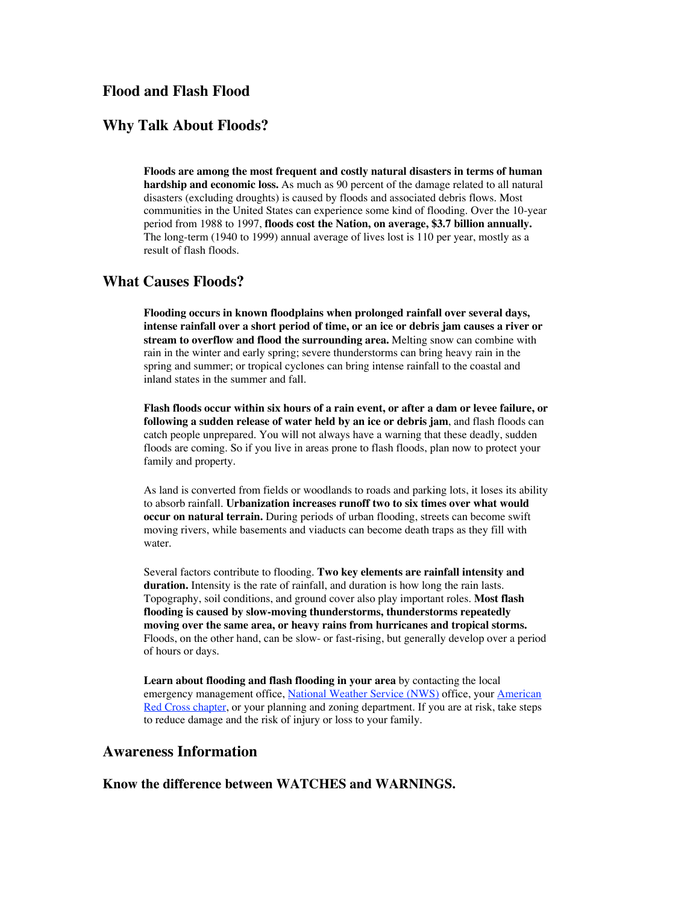# Flood and Flash Flood

## Why Talk About Floods?

**Floods are among the most frequent and costly natural disasters in terms of human hardship and economic loss.** As much as 90 percent of the damage related to all natural disasters (excluding droughts) is caused by floods and associated debris flows. Most communities in the United States can experience some kind of flooding. Over the 10-year period from 1988 to 1997, **floods cost the Nation, on average, $3.7 billion annually.** The long-term (1940 to 1999) annual average of lives lost is 110 per year, mostly as a result of flash floods.

## What Causes Floods?

**Flooding occurs in known floodplains when prolonged rainfall over several days, intense rainfall over a short period of time, or an ice or debris jam causes a river or stream to overflow and flood the surrounding area.** Melting snow can combine with rain in the winter and early spring; severe thunderstorms can bring heavy rain in the spring and summer; or tropical cyclones can bring intense rainfall to the coastal and inland states in the summer and fall.

**Flash floods occur within six hours of a rain event, or after a dam or levee failure, or following a sudden release of water held by an ice or debris jam**, and flash floods can catch people unprepared. You will not always have a warning that these deadly, sudden floods are coming. So if you live in areas prone to flash floods, plan now to protect your family and property.

As land is converted from fields or woodlands to roads and parking lots, it loses its ability to absorb rainfall. **Urbanization increases runoff two to six times over what would occur on natural terrain.** During periods of urban flooding, streets can become swift moving rivers, while basements and viaducts can become death traps as they fill with water.

Several factors contribute to flooding. **Two key elements are rainfall intensity and duration.** Intensity is the rate of rainfall, and duration is how long the rain lasts. Topography, soil conditions, and ground cover also play important roles. **Most flash flooding is caused by slow-moving thunderstorms, thunderstorms repeatedly moving over the same area, or heavy rains from hurricanes and tropical storms.** Floods, on the other hand, can be slow- or fast-rising, but generally develop over a period of hours or days.

**Learn about flooding and flash flooding in your area** by contacting the local emergency management office, National Weather Service (NWS) office, your American Red Cross chapter, or your planning and zoning department. If you are at risk, take steps to reduce damage and the risk of injury or loss to your family.

## Awareness Information

### Know the difference between WATCHES and WARNINGS.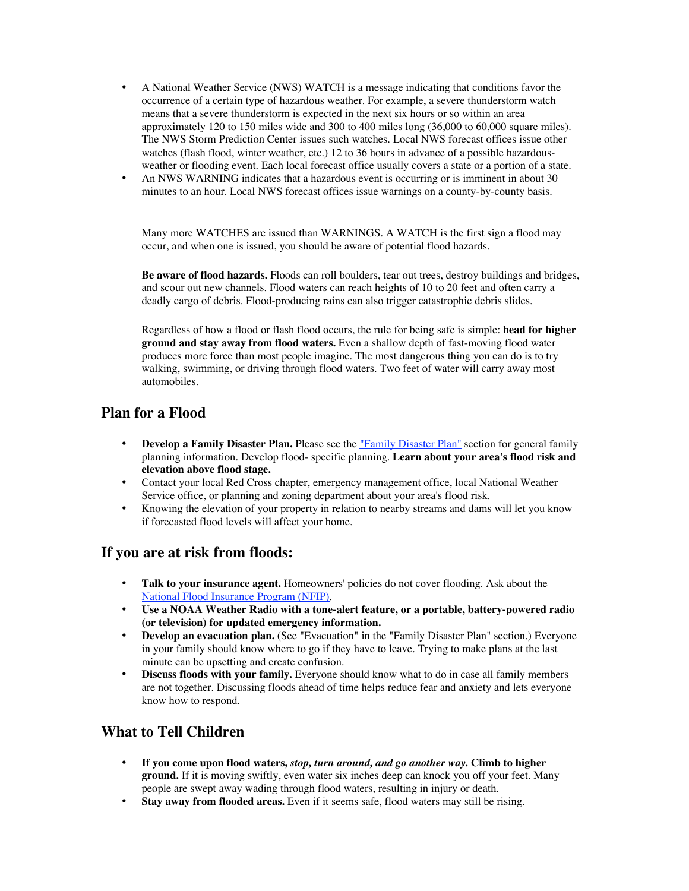- A National Weather Service (NWS) WATCH is a message indicating that conditions favor the occurrence of a certain type of hazardous weather. For example, a severe thunderstorm watch means that a severe thunderstorm is expected in the next six hours or so within an area approximately 120 to 150 miles wide and 300 to 400 miles long (36,000 to 60,000 square miles). The NWS Storm Prediction Center issues such watches. Local NWS forecast offices issue other watches (flash flood, winter weather, etc.) 12 to 36 hours in advance of a possible hazardous-weather or flooding event. Each local forecast office usually covers a state or a portion of a state.
- An NWS WARNING indicates that a hazardous event is occurring or is imminent in about 30 minutes to an hour. Local NWS forecast offices issue warnings on a county-by-county basis.

Many more WATCHES are issued than WARNINGS. A WATCH is the first sign a flood may occur, and when one is issued, you should be aware of potential flood hazards.

**Be aware of flood hazards.** Floods can roll boulders, tear out trees, destroy buildings and bridges, and scour out new channels. Flood waters can reach heights of 10 to 20 feet and often carry a deadly cargo of debris. Flood-producing rains can also trigger catastrophic debris slides.

Regardless of how a flood or flash flood occurs, the rule for being safe is simple: **head for higher ground and stay away from flood waters.** Even a shallow depth of fast-moving flood water produces more force than most people imagine. The most dangerous thing you can do is to try walking, swimming, or driving through flood waters. Two feet of water will carry away most automobiles.

## Plan for a Flood

- **Develop a Family Disaster Plan.** Please see the "Family Disaster Plan" section for general family planning information. Develop flood- specific planning. **Learn about your area's flood risk and elevation above flood stage.**
- Contact your local Red Cross chapter, emergency management office, local National Weather Service office, or planning and zoning department about your area's flood risk.
- Knowing the elevation of your property in relation to nearby streams and dams will let you know if forecasted flood levels will affect your home.

## If you are at risk from floods:

- **Talk to your insurance agent.** Homeowners' policies do not cover flooding. Ask about the National Flood Insurance Program (NFIP).
- **Use a NOAA Weather Radio with a tone-alert feature, or a portable, battery-powered radio (or television) for updated emergency information.**
- **Develop an evacuation plan.** (See "Evacuation" in the "Family Disaster Plan" section.) Everyone in your family should know where to go if they have to leave. Trying to make plans at the last minute can be upsetting and create confusion.
- **Discuss floods with your family.** Everyone should know what to do in case all family members are not together. Discussing floods ahead of time helps reduce fear and anxiety and lets everyone know how to respond.

## What to Tell Children

- **If you come upon flood waters, *stop, turn around, and go another way.* Climb to higher ground.** If it is moving swiftly, even water six inches deep can knock you off your feet. Many people are swept away wading through flood waters, resulting in injury or death.
- **Stay away from flooded areas.** Even if it seems safe, flood waters may still be rising.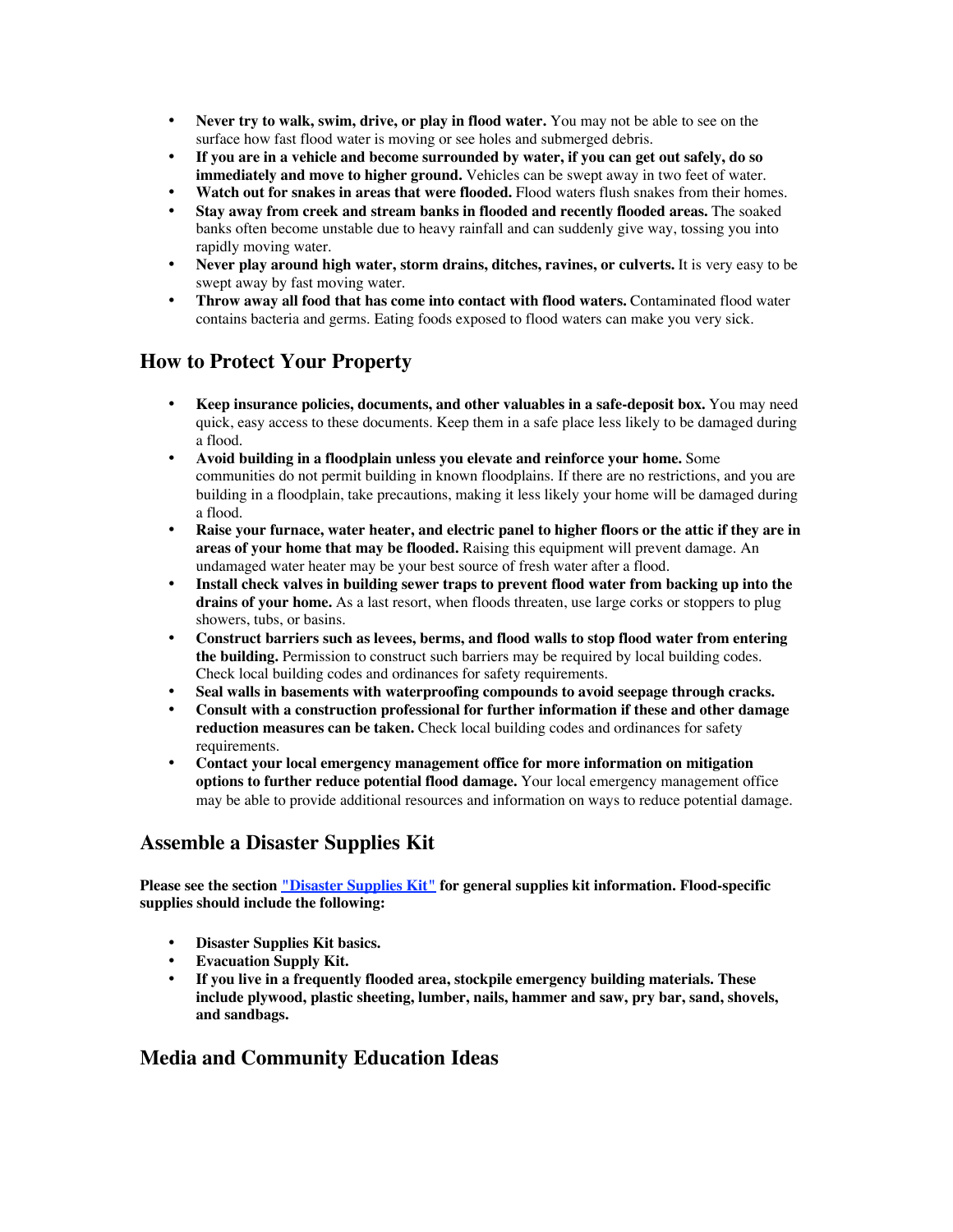- **Never try to walk, swim, drive, or play in flood water.** You may not be able to see on the surface how fast flood water is moving or see holes and submerged debris.
- **If you are in a vehicle and become surrounded by water, if you can get out safely, do so immediately and move to higher ground.** Vehicles can be swept away in two feet of water.
- **Watch out for snakes in areas that were flooded.** Flood waters flush snakes from their homes.
- **Stay away from creek and stream banks in flooded and recently flooded areas.** The soaked banks often become unstable due to heavy rainfall and can suddenly give way, tossing you into rapidly moving water.
- **Never play around high water, storm drains, ditches, ravines, or culverts.** It is very easy to be swept away by fast moving water.
- **Throw away all food that has come into contact with flood waters.** Contaminated flood water contains bacteria and germs. Eating foods exposed to flood waters can make you very sick.

## How to Protect Your Property

- **Keep insurance policies, documents, and other valuables in a safe-deposit box.** You may need quick, easy access to these documents. Keep them in a safe place less likely to be damaged during a flood.
- **Avoid building in a floodplain unless you elevate and reinforce your home.** Some communities do not permit building in known floodplains. If there are no restrictions, and you are building in a floodplain, take precautions, making it less likely your home will be damaged during a flood.
- **Raise your furnace, water heater, and electric panel to higher floors or the attic if they are in areas of your home that may be flooded.** Raising this equipment will prevent damage. An undamaged water heater may be your best source of fresh water after a flood.
- **Install check valves in building sewer traps to prevent flood water from backing up into the drains of your home.** As a last resort, when floods threaten, use large corks or stoppers to plug showers, tubs, or basins.
- **Construct barriers such as levees, berms, and flood walls to stop flood water from entering the building.** Permission to construct such barriers may be required by local building codes. Check local building codes and ordinances for safety requirements.
- **Seal walls in basements with waterproofing compounds to avoid seepage through cracks.**
- **Consult with a construction professional for further information if these and other damage reduction measures can be taken.** Check local building codes and ordinances for safety requirements.
- **Contact your local emergency management office for more information on mitigation options to further reduce potential flood damage.** Your local emergency management office may be able to provide additional resources and information on ways to reduce potential damage.

## Assemble a Disaster Supplies Kit

**Please see the section "Disaster Supplies Kit" for general supplies kit information. Flood-specific supplies should include the following:**

- **Disaster Supplies Kit basics.**
- **Evacuation Supply Kit.**
- **If you live in a frequently flooded area, stockpile emergency building materials. These include plywood, plastic sheeting, lumber, nails, hammer and saw, pry bar, sand, shovels, and sandbags.**

## Media and Community Education Ideas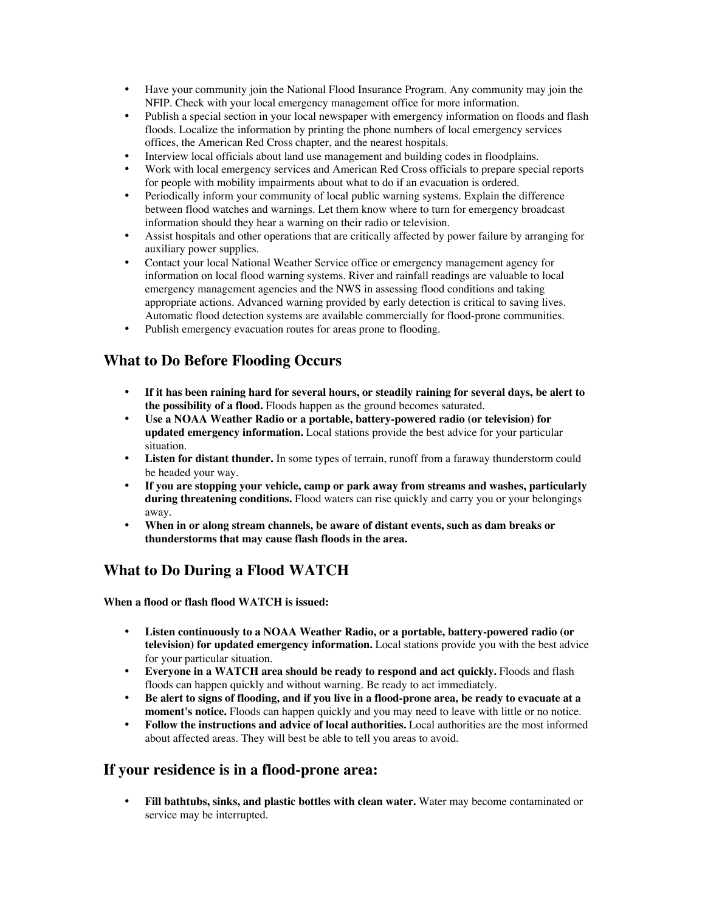- Have your community join the National Flood Insurance Program. Any community may join the NFIP. Check with your local emergency management office for more information.
- Publish a special section in your local newspaper with emergency information on floods and flash floods. Localize the information by printing the phone numbers of local emergency services offices, the American Red Cross chapter, and the nearest hospitals.
- Interview local officials about land use management and building codes in floodplains.
- Work with local emergency services and American Red Cross officials to prepare special reports for people with mobility impairments about what to do if an evacuation is ordered.
- Periodically inform your community of local public warning systems. Explain the difference between flood watches and warnings. Let them know where to turn for emergency broadcast information should they hear a warning on their radio or television.
- Assist hospitals and other operations that are critically affected by power failure by arranging for auxiliary power supplies.
- Contact your local National Weather Service office or emergency management agency for information on local flood warning systems. River and rainfall readings are valuable to local emergency management agencies and the NWS in assessing flood conditions and taking appropriate actions. Advanced warning provided by early detection is critical to saving lives. Automatic flood detection systems are available commercially for flood-prone communities.
- Publish emergency evacuation routes for areas prone to flooding.

## What to Do Before Flooding Occurs

- **If it has been raining hard for several hours, or steadily raining for several days, be alert to the possibility of a flood.** Floods happen as the ground becomes saturated.
- **Use a NOAA Weather Radio or a portable, battery-powered radio (or television) for updated emergency information.** Local stations provide the best advice for your particular situation.
- **Listen for distant thunder.** In some types of terrain, runoff from a faraway thunderstorm could be headed your way.
- **If you are stopping your vehicle, camp or park away from streams and washes, particularly during threatening conditions.** Flood waters can rise quickly and carry you or your belongings away.
- **When in or along stream channels, be aware of distant events, such as dam breaks or thunderstorms that may cause flash floods in the area.**

## What to Do During a Flood WATCH

**When a flood or flash flood WATCH is issued:**

- **Listen continuously to a NOAA Weather Radio, or a portable, battery-powered radio (or television) for updated emergency information.** Local stations provide you with the best advice for your particular situation.
- **Everyone in a WATCH area should be ready to respond and act quickly.** Floods and flash floods can happen quickly and without warning. Be ready to act immediately.
- **Be alert to signs of flooding, and if you live in a flood-prone area, be ready to evacuate at a moment's notice.** Floods can happen quickly and you may need to leave with little or no notice.
- **Follow the instructions and advice of local authorities.** Local authorities are the most informed about affected areas. They will best be able to tell you areas to avoid.

## If your residence is in a flood-prone area:

- **Fill bathtubs, sinks, and plastic bottles with clean water.** Water may become contaminated or service may be interrupted.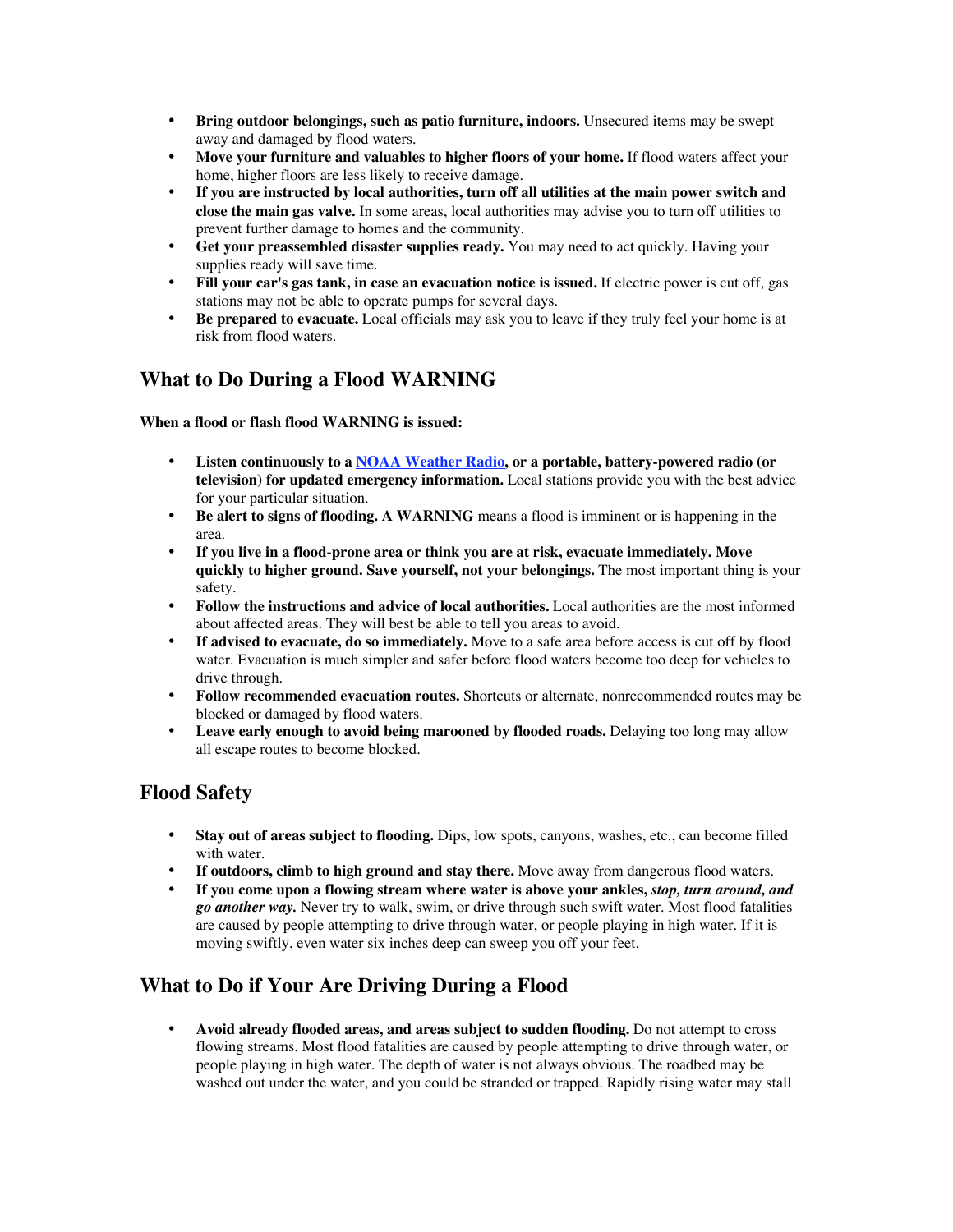- **Bring outdoor belongings, such as patio furniture, indoors.** Unsecured items may be swept away and damaged by flood waters.
- **Move your furniture and valuables to higher floors of your home.** If flood waters affect your home, higher floors are less likely to receive damage.
- **If you are instructed by local authorities, turn off all utilities at the main power switch and close the main gas valve.** In some areas, local authorities may advise you to turn off utilities to prevent further damage to homes and the community.
- **Get your preassembled disaster supplies ready.** You may need to act quickly. Having your supplies ready will save time.
- **Fill your car's gas tank, in case an evacuation notice is issued.** If electric power is cut off, gas stations may not be able to operate pumps for several days.
- **Be prepared to evacuate.** Local officials may ask you to leave if they truly feel your home is at risk from flood waters.

## What to Do During a Flood WARNING

**When a flood or flash flood WARNING is issued:**

- **Listen continuously to a NOAA Weather Radio, or a portable, battery-powered radio (or television) for updated emergency information.** Local stations provide you with the best advice for your particular situation.
- **Be alert to signs of flooding. A WARNING** means a flood is imminent or is happening in the area.
- **If you live in a flood-prone area or think you are at risk, evacuate immediately. Move quickly to higher ground. Save yourself, not your belongings.** The most important thing is your safety.
- **Follow the instructions and advice of local authorities.** Local authorities are the most informed about affected areas. They will best be able to tell you areas to avoid.
- **If advised to evacuate, do so immediately.** Move to a safe area before access is cut off by flood water. Evacuation is much simpler and safer before flood waters become too deep for vehicles to drive through.
- **Follow recommended evacuation routes.** Shortcuts or alternate, nonrecommended routes may be blocked or damaged by flood waters.
- **Leave early enough to avoid being marooned by flooded roads.** Delaying too long may allow all escape routes to become blocked.

## Flood Safety

- **Stay out of areas subject to flooding.** Dips, low spots, canyons, washes, etc., can become filled with water.
- **If outdoors, climb to high ground and stay there.** Move away from dangerous flood waters.
- **If you come upon a flowing stream where water is above your ankles, *stop, turn around, and go another way.*** Never try to walk, swim, or drive through such swift water. Most flood fatalities are caused by people attempting to drive through water, or people playing in high water. If it is moving swiftly, even water six inches deep can sweep you off your feet.

## What to Do if Your Are Driving During a Flood

- **Avoid already flooded areas, and areas subject to sudden flooding.** Do not attempt to cross flowing streams. Most flood fatalities are caused by people attempting to drive through water, or people playing in high water. The depth of water is not always obvious. The roadbed may be washed out under the water, and you could be stranded or trapped. Rapidly rising water may stall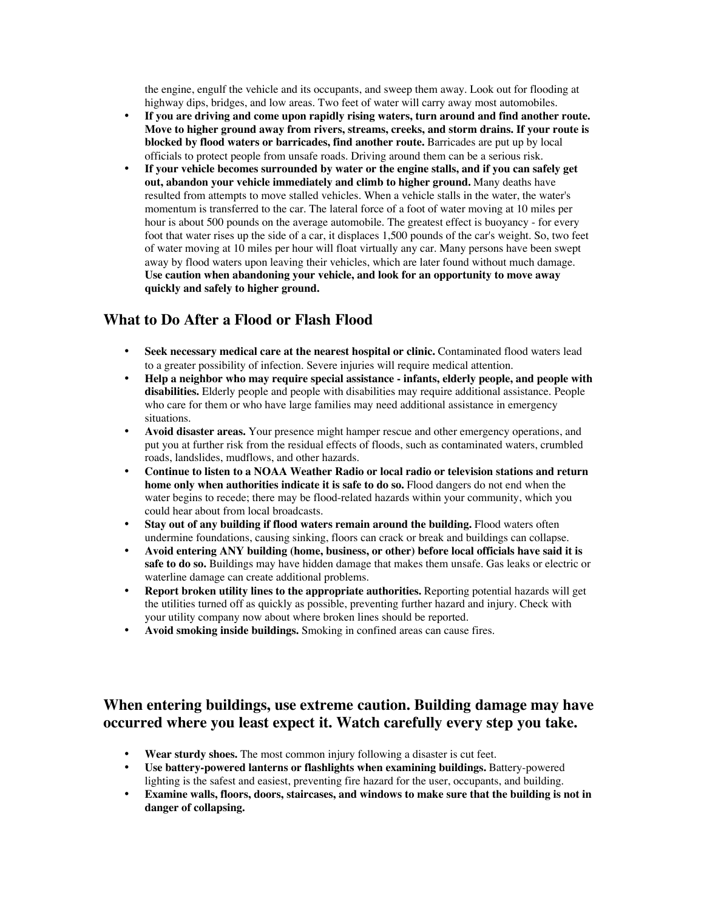the engine, engulf the vehicle and its occupants, and sweep them away. Look out for flooding at highway dips, bridges, and low areas. Two feet of water will carry away most automobiles.

- **If you are driving and come upon rapidly rising waters, turn around and find another route. Move to higher ground away from rivers, streams, creeks, and storm drains. If your route is blocked by flood waters or barricades, find another route.** Barricades are put up by local officials to protect people from unsafe roads. Driving around them can be a serious risk.
- **If your vehicle becomes surrounded by water or the engine stalls, and if you can safely get out, abandon your vehicle immediately and climb to higher ground.** Many deaths have resulted from attempts to move stalled vehicles. When a vehicle stalls in the water, the water's momentum is transferred to the car. The lateral force of a foot of water moving at 10 miles per hour is about 500 pounds on the average automobile. The greatest effect is buoyancy - for every foot that water rises up the side of a car, it displaces 1,500 pounds of the car's weight. So, two feet of water moving at 10 miles per hour will float virtually any car. Many persons have been swept away by flood waters upon leaving their vehicles, which are later found without much damage. **Use caution when abandoning your vehicle, and look for an opportunity to move away quickly and safely to higher ground.**

## What to Do After a Flood or Flash Flood

- **Seek necessary medical care at the nearest hospital or clinic.** Contaminated flood waters lead to a greater possibility of infection. Severe injuries will require medical attention.
- **Help a neighbor who may require special assistance - infants, elderly people, and people with disabilities.** Elderly people and people with disabilities may require additional assistance. People who care for them or who have large families may need additional assistance in emergency situations.
- **Avoid disaster areas.** Your presence might hamper rescue and other emergency operations, and put you at further risk from the residual effects of floods, such as contaminated waters, crumbled roads, landslides, mudflows, and other hazards.
- **Continue to listen to a NOAA Weather Radio or local radio or television stations and return home only when authorities indicate it is safe to do so.** Flood dangers do not end when the water begins to recede; there may be flood-related hazards within your community, which you could hear about from local broadcasts.
- **Stay out of any building if flood waters remain around the building.** Flood waters often undermine foundations, causing sinking, floors can crack or break and buildings can collapse.
- **Avoid entering ANY building (home, business, or other) before local officials have said it is safe to do so.** Buildings may have hidden damage that makes them unsafe. Gas leaks or electric or waterline damage can create additional problems.
- **Report broken utility lines to the appropriate authorities.** Reporting potential hazards will get the utilities turned off as quickly as possible, preventing further hazard and injury. Check with your utility company now about where broken lines should be reported.
- **Avoid smoking inside buildings.** Smoking in confined areas can cause fires.

## When entering buildings, use extreme caution. Building damage may have occurred where you least expect it. Watch carefully every step you take.

- **Wear sturdy shoes.** The most common injury following a disaster is cut feet.
- **Use battery-powered lanterns or flashlights when examining buildings.** Battery-powered lighting is the safest and easiest, preventing fire hazard for the user, occupants, and building.
- **Examine walls, floors, doors, staircases, and windows to make sure that the building is not in danger of collapsing.**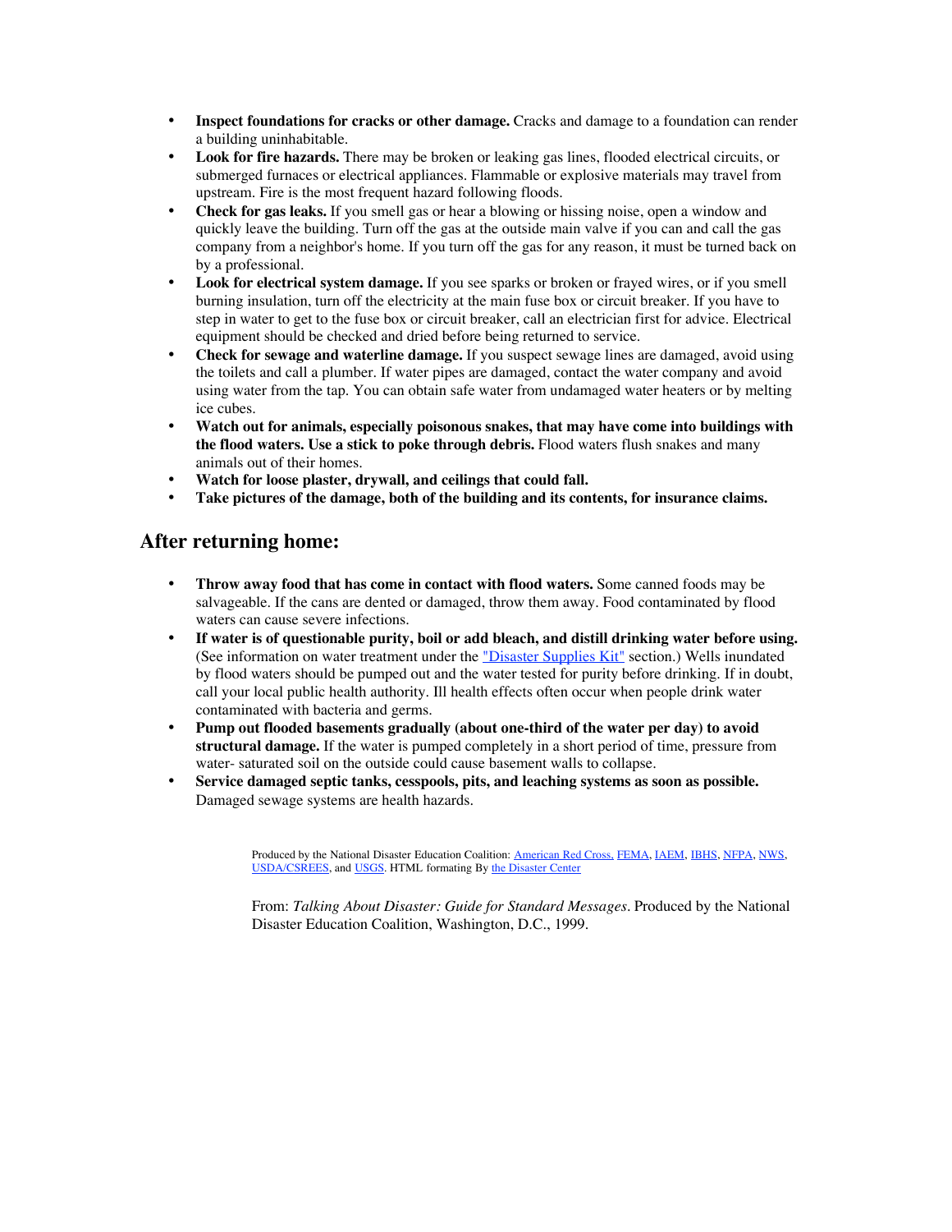- **Inspect foundations for cracks or other damage.** Cracks and damage to a foundation can render a building uninhabitable.
- **Look for fire hazards.** There may be broken or leaking gas lines, flooded electrical circuits, or submerged furnaces or electrical appliances. Flammable or explosive materials may travel from upstream. Fire is the most frequent hazard following floods.
- **Check for gas leaks.** If you smell gas or hear a blowing or hissing noise, open a window and quickly leave the building. Turn off the gas at the outside main valve if you can and call the gas company from a neighbor's home. If you turn off the gas for any reason, it must be turned back on by a professional.
- **Look for electrical system damage.** If you see sparks or broken or frayed wires, or if you smell burning insulation, turn off the electricity at the main fuse box or circuit breaker. If you have to step in water to get to the fuse box or circuit breaker, call an electrician first for advice. Electrical equipment should be checked and dried before being returned to service.
- **Check for sewage and waterline damage.** If you suspect sewage lines are damaged, avoid using the toilets and call a plumber. If water pipes are damaged, contact the water company and avoid using water from the tap. You can obtain safe water from undamaged water heaters or by melting ice cubes.
- **Watch out for animals, especially poisonous snakes, that may have come into buildings with the flood waters. Use a stick to poke through debris.** Flood waters flush snakes and many animals out of their homes.
- **Watch for loose plaster, drywall, and ceilings that could fall.**
- **Take pictures of the damage, both of the building and its contents, for insurance claims.**

## After returning home:

- **Throw away food that has come in contact with flood waters.** Some canned foods may be salvageable. If the cans are dented or damaged, throw them away. Food contaminated by flood waters can cause severe infections.
- **If water is of questionable purity, boil or add bleach, and distill drinking water before using.** (See information on water treatment under the "Disaster Supplies Kit" section.) Wells inundated by flood waters should be pumped out and the water tested for purity before drinking. If in doubt, call your local public health authority. Ill health effects often occur when people drink water contaminated with bacteria and germs.
- **Pump out flooded basements gradually (about one-third of the water per day) to avoid structural damage.** If the water is pumped completely in a short period of time, pressure from water- saturated soil on the outside could cause basement walls to collapse.
- **Service damaged septic tanks, cesspools, pits, and leaching systems as soon as possible.** Damaged sewage systems are health hazards.

Produced by the National Disaster Education Coalition: American Red Cross, FEMA, IAEM, IBHS, NFPA, NWS, USDA/CSREES, and USGS. HTML formating By the Disaster Center

From: *Talking About Disaster: Guide for Standard Messages*. Produced by the National Disaster Education Coalition, Washington, D.C., 1999.